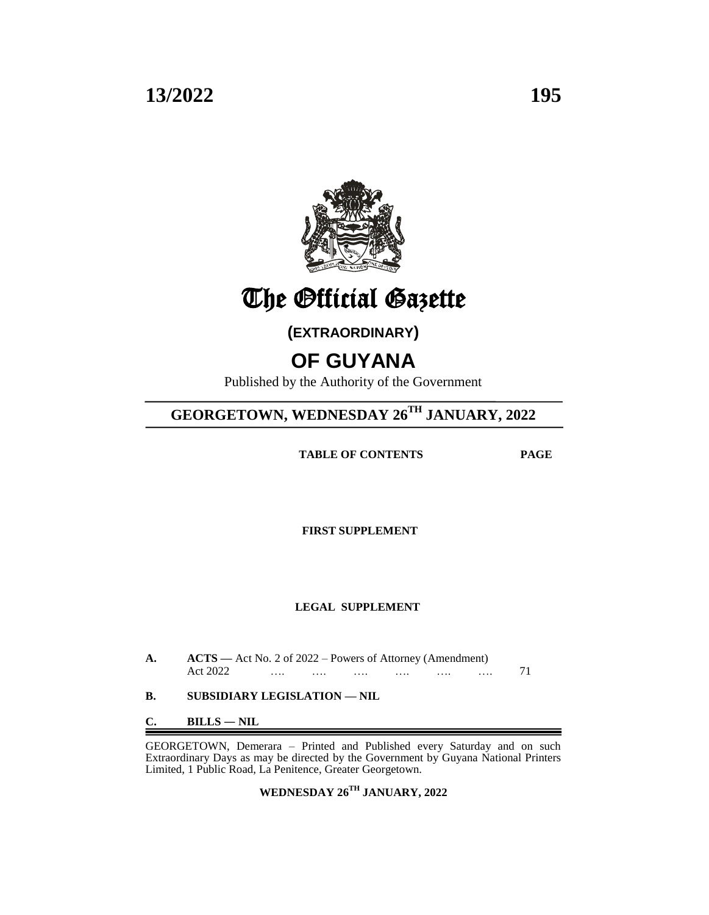# The Official Gazette

**(EXTRAORDINARY)**

# OF GUYANA

Published by the Authority of the Government

## GEORGETOWN, WEDNESDAY 26TH JANUARY, 2022

**TABLE OF CONTENTS** **PAGE**

**FIRST SUPPLEMENT**

**LEGAL SUPPLEMENT**

**A.** **ACTS —** Act No. 2 of 2022 – Powers of Attorney (Amendment) Act 2022 …. …. …. …. …. …. 71

**B.** **SUBSIDIARY LEGISLATION — NIL**

**C.** **BILLS — NIL**

GEORGETOWN, Demerara – Printed and Published every Saturday and on such Extraordinary Days as may be directed by the Government by Guyana National Printers Limited, 1 Public Road, La Penitence, Greater Georgetown.

**WEDNESDAY 26TH JANUARY, 2022**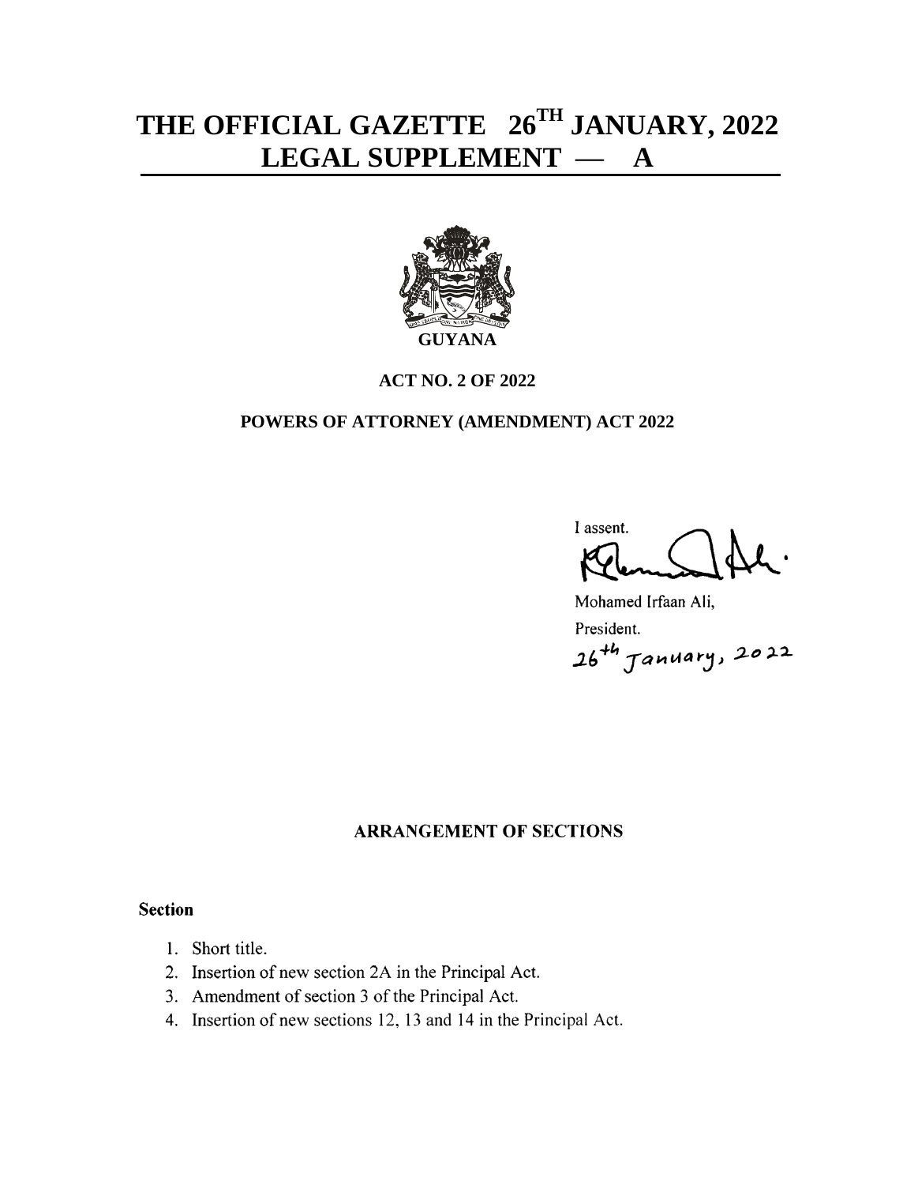# THE OFFICIAL GAZETTE 26TH JANUARY, 2022
# LEGAL SUPPLEMENT — A

**GUYANA**

**ACT NO. 2 OF 2022**

**POWERS OF ATTORNEY (AMENDMENT) ACT 2022**

I assent.

Mohamed Irfaan Ali,
President.
26th January, 2022

**ARRANGEMENT OF SECTIONS**

**Section**

1. Short title.
2. Insertion of new section 2A in the Principal Act.
3. Amendment of section 3 of the Principal Act.
4. Insertion of new sections 12, 13 and 14 in the Principal Act.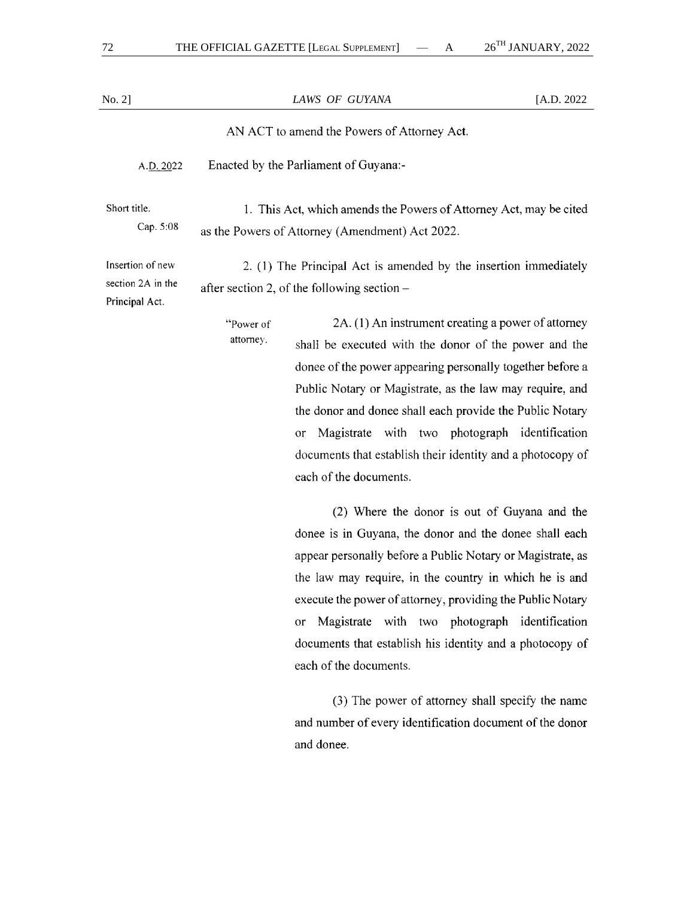No. 2] *LAWS OF GUYANA* [A.D. 2022

AN ACT to amend the Powers of Attorney Act.

A.D. 2022 Enacted by the Parliament of Guyana:-

Short title.
Cap. 5:08

1. This Act, which amends the Powers of Attorney Act, may be cited as the Powers of Attorney (Amendment) Act 2022.

Insertion of new section 2A in the Principal Act.

2. (1) The Principal Act is amended by the insertion immediately after section 2, of the following section –

"Power of attorney.

2A. (1) An instrument creating a power of attorney shall be executed with the donor of the power and the donee of the power appearing personally together before a Public Notary or Magistrate, as the law may require, and the donor and donee shall each provide the Public Notary or Magistrate with two photograph identification documents that establish their identity and a photocopy of each of the documents.

(2) Where the donor is out of Guyana and the donee is in Guyana, the donor and the donee shall each appear personally before a Public Notary or Magistrate, as the law may require, in the country in which he is and execute the power of attorney, providing the Public Notary or Magistrate with two photograph identification documents that establish his identity and a photocopy of each of the documents.

(3) The power of attorney shall specify the name and number of every identification document of the donor and donee.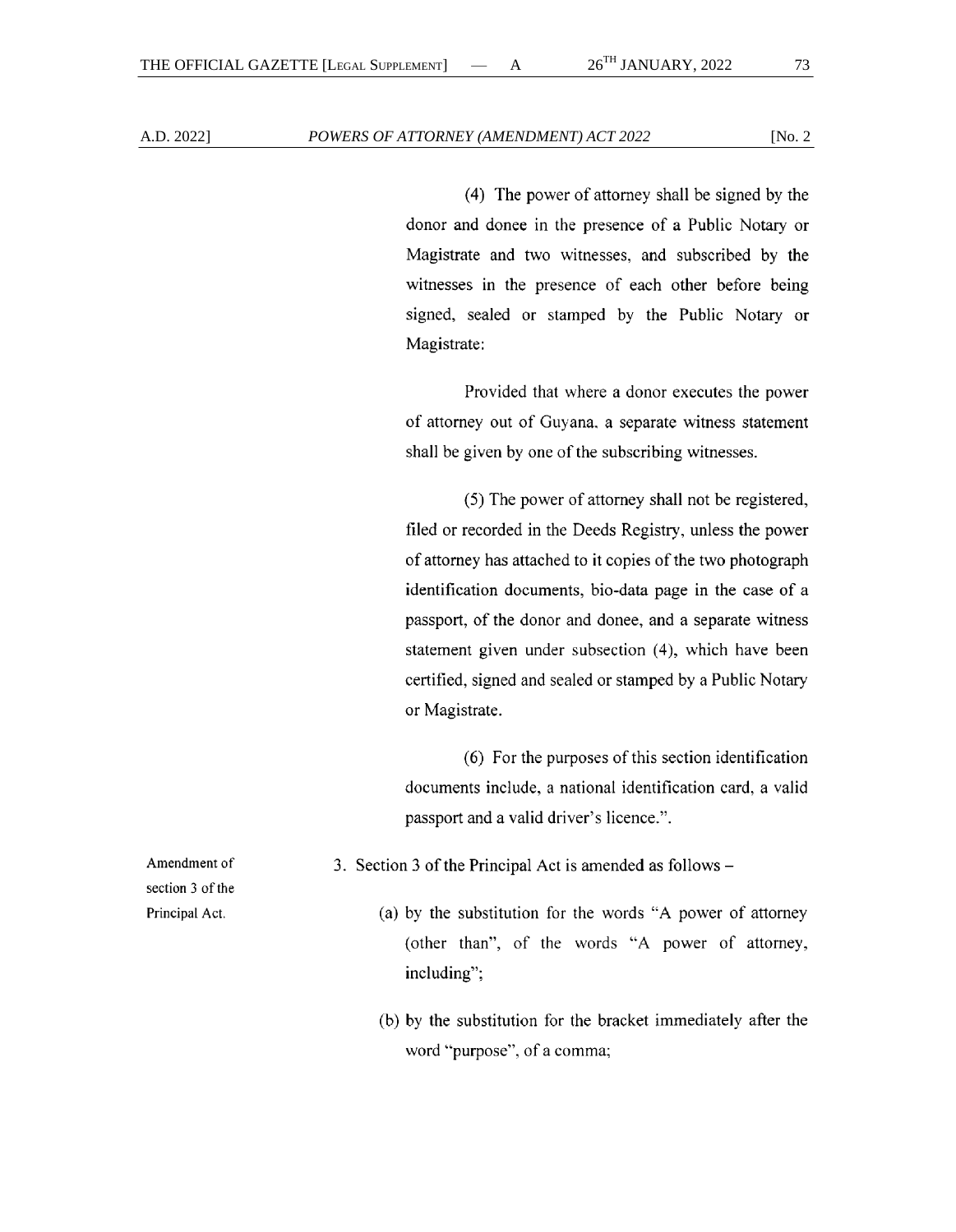(4) The power of attorney shall be signed by the donor and donee in the presence of a Public Notary or Magistrate and two witnesses, and subscribed by the witnesses in the presence of each other before being signed, sealed or stamped by the Public Notary or Magistrate:

Provided that where a donor executes the power of attorney out of Guyana, a separate witness statement shall be given by one of the subscribing witnesses.

(5) The power of attorney shall not be registered, filed or recorded in the Deeds Registry, unless the power of attorney has attached to it copies of the two photograph identification documents, bio-data page in the case of a passport, of the donor and donee, and a separate witness statement given under subsection (4), which have been certified, signed and sealed or stamped by a Public Notary or Magistrate.

(6) For the purposes of this section identification documents include, a national identification card, a valid passport and a valid driver's licence.".

Amendment of section 3 of the Principal Act.

3. Section 3 of the Principal Act is amended as follows –

(a) by the substitution for the words "A power of attorney (other than", of the words "A power of attorney, including";

(b) by the substitution for the bracket immediately after the word "purpose", of a comma;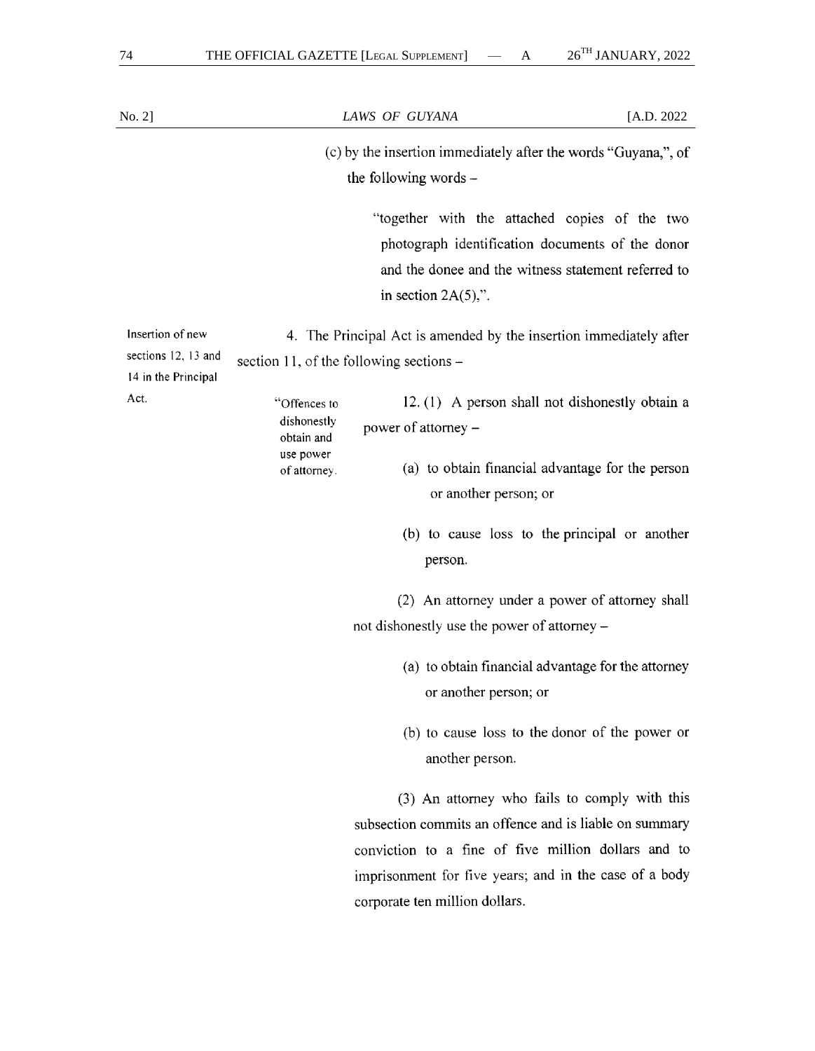(c) by the insertion immediately after the words "Guyana,", of the following words –

"together with the attached copies of the two photograph identification documents of the donor and the donee and the witness statement referred to in section 2A(5),".

Insertion of new sections 12, 13 and 14 in the Principal Act.

4. The Principal Act is amended by the insertion immediately after section 11, of the following sections –

"Offences to dishonestly obtain and use power of attorney.

12. (1) A person shall not dishonestly obtain a power of attorney –

(a) to obtain financial advantage for the person or another person; or

(b) to cause loss to the principal or another person.

(2) An attorney under a power of attorney shall not dishonestly use the power of attorney –

(a) to obtain financial advantage for the attorney or another person; or

(b) to cause loss to the donor of the power or another person.

(3) An attorney who fails to comply with this subsection commits an offence and is liable on summary conviction to a fine of five million dollars and to imprisonment for five years; and in the case of a body corporate ten million dollars.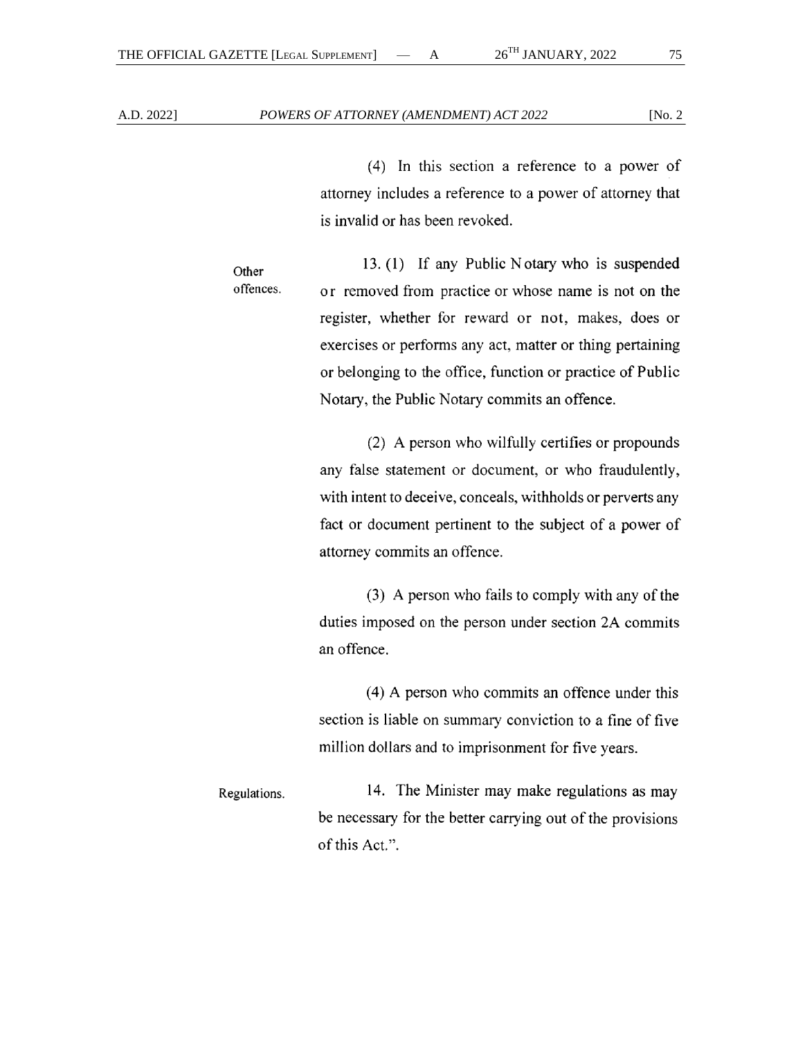(4) In this section a reference to a power of attorney includes a reference to a power of attorney that is invalid or has been revoked.

Other offences.

13. (1) If any Public Notary who is suspended or removed from practice or whose name is not on the register, whether for reward or not, makes, does or exercises or performs any act, matter or thing pertaining or belonging to the office, function or practice of Public Notary, the Public Notary commits an offence.

(2) A person who wilfully certifies or propounds any false statement or document, or who fraudulently, with intent to deceive, conceals, withholds or perverts any fact or document pertinent to the subject of a power of attorney commits an offence.

(3) A person who fails to comply with any of the duties imposed on the person under section 2A commits an offence.

(4) A person who commits an offence under this section is liable on summary conviction to a fine of five million dollars and to imprisonment for five years.

Regulations.

14. The Minister may make regulations as may be necessary for the better carrying out of the provisions of this Act.".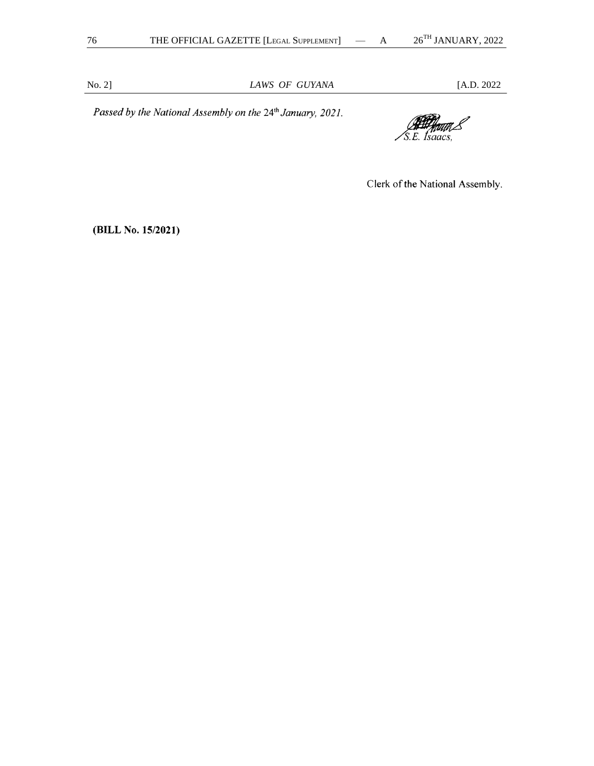*Passed by the National Assembly on the 24th January, 2021.*

*S.E. Isaacs,*

Clerk of the National Assembly.

**(BILL No. 15/2021)**